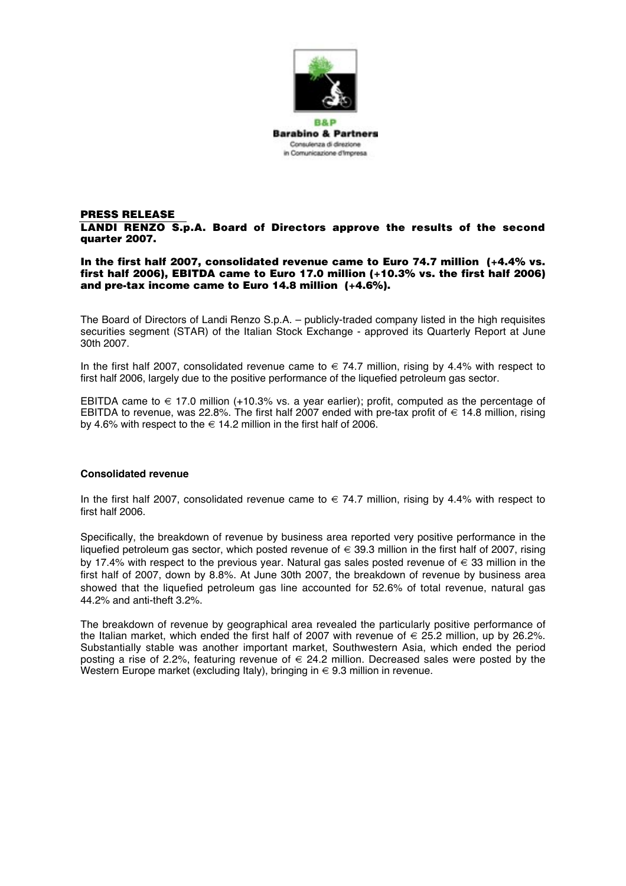B&P
**Barabino & Partners**
Consulenza di direzione
in Comunicazione d'Impresa

**PRESS RELEASE**

**LANDI RENZO S.p.A. Board of Directors approve the results of the second quarter 2007.**

**In the first half 2007, consolidated revenue came to Euro 74.7 million (+4.4% vs. first half 2006), EBITDA came to Euro 17.0 million (+10.3% vs. the first half 2006) and pre-tax income came to Euro 14.8 million (+4.6%).**

The Board of Directors of Landi Renzo S.p.A. – publicly-traded company listed in the high requisites securities segment (STAR) of the Italian Stock Exchange - approved its Quarterly Report at June 30th 2007.

In the first half 2007, consolidated revenue came to € 74.7 million, rising by 4.4% with respect to first half 2006, largely due to the positive performance of the liquefied petroleum gas sector.

EBITDA came to € 17.0 million (+10.3% vs. a year earlier); profit, computed as the percentage of EBITDA to revenue, was 22.8%. The first half 2007 ended with pre-tax profit of € 14.8 million, rising by 4.6% with respect to the € 14.2 million in the first half of 2006.

**Consolidated revenue**

In the first half 2007, consolidated revenue came to € 74.7 million, rising by 4.4% with respect to first half 2006.

Specifically, the breakdown of revenue by business area reported very positive performance in the liquefied petroleum gas sector, which posted revenue of € 39.3 million in the first half of 2007, rising by 17.4% with respect to the previous year. Natural gas sales posted revenue of € 33 million in the first half of 2007, down by 8.8%. At June 30th 2007, the breakdown of revenue by business area showed that the liquefied petroleum gas line accounted for 52.6% of total revenue, natural gas 44.2% and anti-theft 3.2%.

The breakdown of revenue by geographical area revealed the particularly positive performance of the Italian market, which ended the first half of 2007 with revenue of € 25.2 million, up by 26.2%. Substantially stable was another important market, Southwestern Asia, which ended the period posting a rise of 2.2%, featuring revenue of € 24.2 million. Decreased sales were posted by the Western Europe market (excluding Italy), bringing in € 9.3 million in revenue.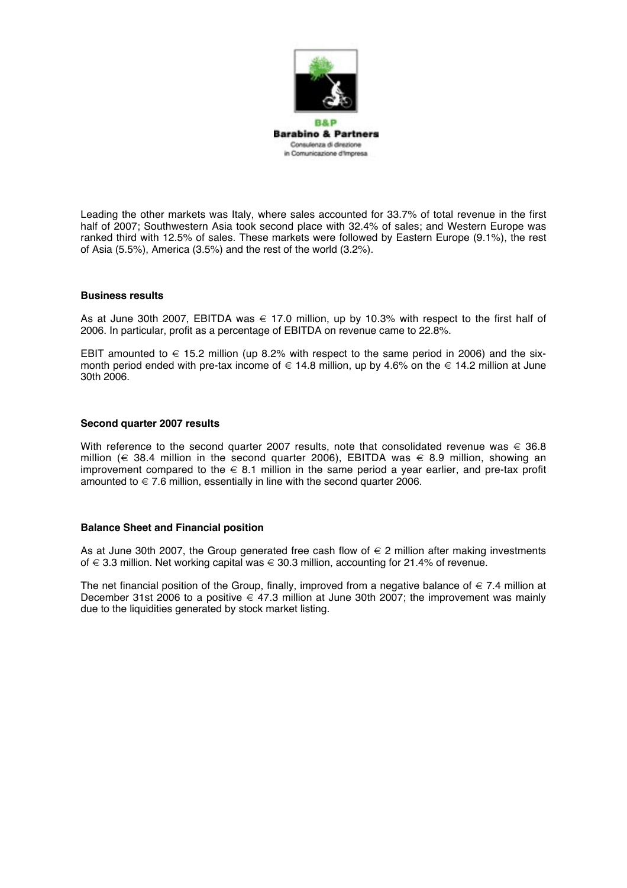Leading the other markets was Italy, where sales accounted for 33.7% of total revenue in the first half of 2007; Southwestern Asia took second place with 32.4% of sales; and Western Europe was ranked third with 12.5% of sales. These markets were followed by Eastern Europe (9.1%), the rest of Asia (5.5%), America (3.5%) and the rest of the world (3.2%).

**Business results**

As at June 30th 2007, EBITDA was € 17.0 million, up by 10.3% with respect to the first half of 2006. In particular, profit as a percentage of EBITDA on revenue came to 22.8%.

EBIT amounted to € 15.2 million (up 8.2% with respect to the same period in 2006) and the six-month period ended with pre-tax income of € 14.8 million, up by 4.6% on the € 14.2 million at June 30th 2006.

**Second quarter 2007 results**

With reference to the second quarter 2007 results, note that consolidated revenue was € 36.8 million (€ 38.4 million in the second quarter 2006), EBITDA was € 8.9 million, showing an improvement compared to the € 8.1 million in the same period a year earlier, and pre-tax profit amounted to € 7.6 million, essentially in line with the second quarter 2006.

**Balance Sheet and Financial position**

As at June 30th 2007, the Group generated free cash flow of € 2 million after making investments of € 3.3 million. Net working capital was € 30.3 million, accounting for 21.4% of revenue.

The net financial position of the Group, finally, improved from a negative balance of € 7.4 million at December 31st 2006 to a positive € 47.3 million at June 30th 2007; the improvement was mainly due to the liquidities generated by stock market listing.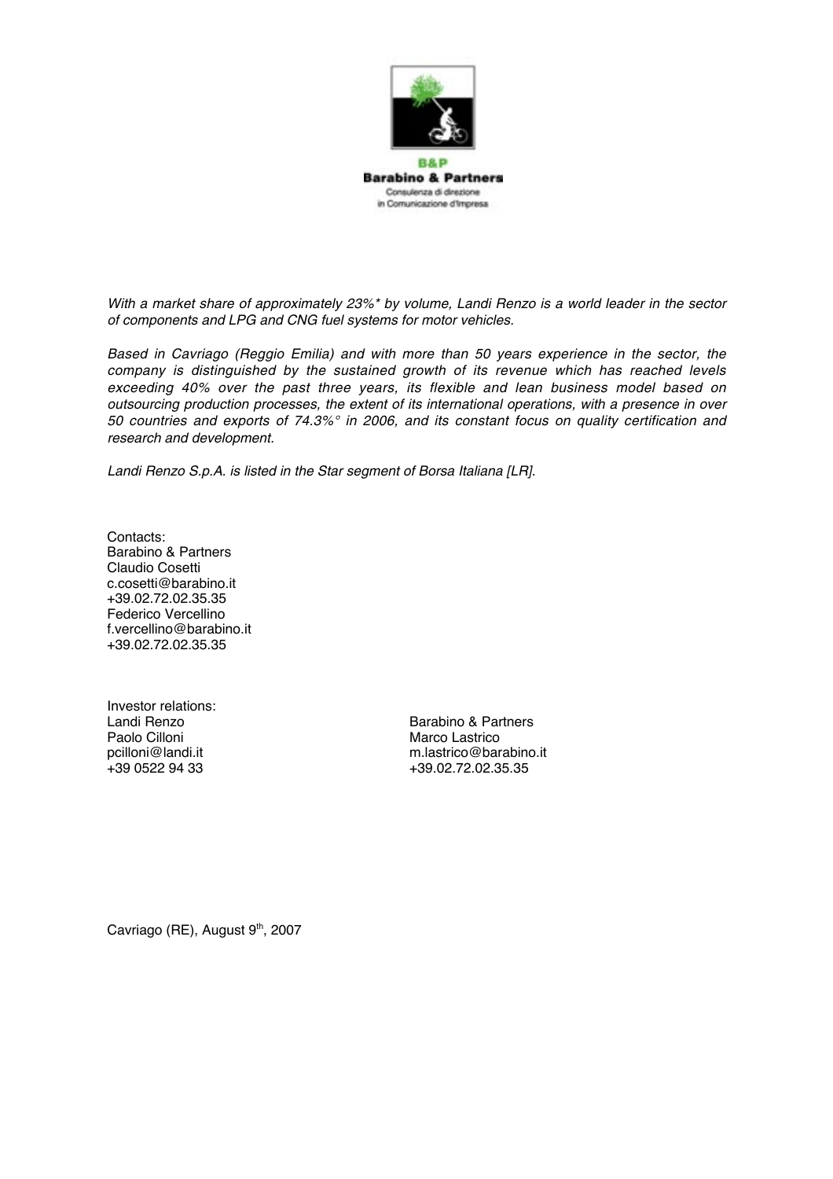B&P
**Barabino & Partners**
Consulenza di direzione
in Comunicazione d'Impresa

*With a market share of approximately 23%\* by volume, Landi Renzo is a world leader in the sector of components and LPG and CNG fuel systems for motor vehicles.*

*Based in Cavriago (Reggio Emilia) and with more than 50 years experience in the sector, the company is distinguished by the sustained growth of its revenue which has reached levels exceeding 40% over the past three years, its flexible and lean business model based on outsourcing production processes, the extent of its international operations, with a presence in over 50 countries and exports of 74.3%° in 2006, and its constant focus on quality certification and research and development.*

*Landi Renzo S.p.A. is listed in the Star segment of Borsa Italiana [LR].*

Contacts:
Barabino & Partners
Claudio Cosetti
c.cosetti@barabino.it
+39.02.72.02.35.35
Federico Vercellino
f.vercellino@barabino.it
+39.02.72.02.35.35

Investor relations:

Landi Renzo
Paolo Cilloni
pcilloni@landi.it
+39 0522 94 33

Barabino & Partners
Marco Lastrico
m.lastrico@barabino.it
+39.02.72.02.35.35

Cavriago (RE), August 9th, 2007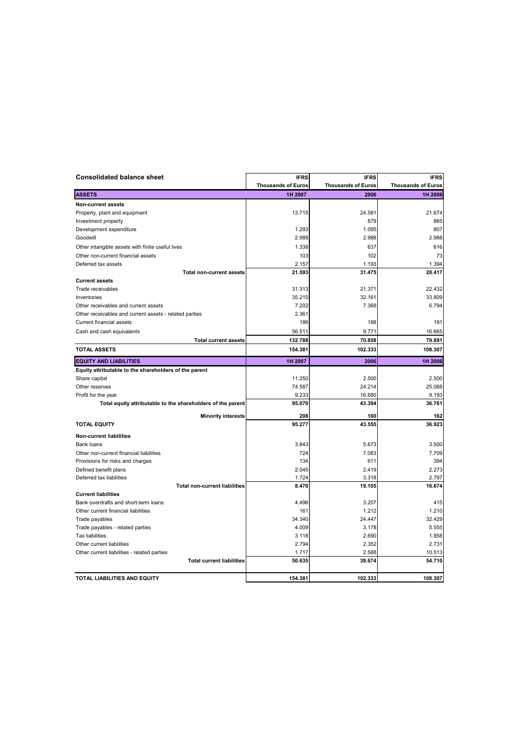## Consolidated balance sheet

| | IFRS | IFRS | IFRS |
|---|---|---|---|
| | Thousands of Euros | Thousands of Euros | Thousands of Euros |
| **ASSETS** | **1H 2007** | **2006** | **1H 2006** |
| **Non-current assets** | | | |
| Property, plant and equipment | 13.715 | 24.581 | 21.674 |
| Investment property | | 879 | 865 |
| Development expenditure | 1.293 | 1.095 | 807 |
| Goodwill | 2.988 | 2.988 | 2.988 |
| Other intangible assets with finite useful lives | 1.338 | 637 | 616 |
| Other non-current financial assets | 103 | 102 | 73 |
| Deferred tax assets | 2.157 | 1.193 | 1.394 |
| **Total non-current assets** | **21.593** | **31.475** | **28.417** |
| **Current assets** | | | |
| Trade receivables | 31.313 | 21.371 | 22.432 |
| Inventories | 35.215 | 32.161 | 33.809 |
| Other receivables and current assets | 7.202 | 7.368 | 6.794 |
| Other receivables and current assets - related parties | 2.361 | | |
| Current financial assets | 186 | 188 | 191 |
| Cash and cash equivalents | 56.511 | 9.771 | 16.665 |
| **Total current assets** | **132.788** | **70.858** | **79.891** |
| **TOTAL ASSETS** | **154.381** | **102.333** | **108.307** |
| **EQUITY AND LIABILITIES** | **1H 2007** | **2006** | **1H 2006** |
| **Equity attributable to the shareholders of the parent** | | | |
| Share capital | 11.250 | 2.500 | 2.500 |
| Other reserves | 74.587 | 24.214 | 25.068 |
| Profit for the year | 9.233 | 16.680 | 9.193 |
| **Total equity attributable to the shareholders of the parent** | **95.070** | **43.394** | **36.761** |
| **Minority interests** | **208** | **160** | **162** |
| **TOTAL EQUITY** | **95.277** | **43.555** | **36.923** |
| **Non-current liabilities** | | | |
| Bank loans | 3.843 | 5.673 | 3.500 |
| Other non-current financial liabilities | 724 | 7.083 | 7.709 |
| Provisions for risks and charges | 134 | 611 | 394 |
| Defined benefit plans | 2.045 | 2.419 | 2.273 |
| Deferred tax liabilities | 1.724 | 3.318 | 2.797 |
| **Total non-current liabilities** | **8.470** | **19.105** | **16.674** |
| **Current liabilities** | | | |
| Bank overdrafts and short-term loans | 4.496 | 3.207 | 415 |
| Other current financial liabilities | 161 | 1.212 | 1.210 |
| Trade payables | 34.340 | 24.447 | 32.429 |
| Trade payables - related parties | 4.009 | 3.178 | 5.555 |
| Tax liabilities | 3.118 | 2.690 | 1.858 |
| Other current liabilities | 2.794 | 2.352 | 2.731 |
| Other current liabilities - related parties | 1.717 | 2.588 | 10.513 |
| **Total current liabilities** | **50.635** | **39.674** | **54.710** |
| **TOTAL LIABILITIES AND EQUITY** | **154.381** | **102.333** | **108.307** |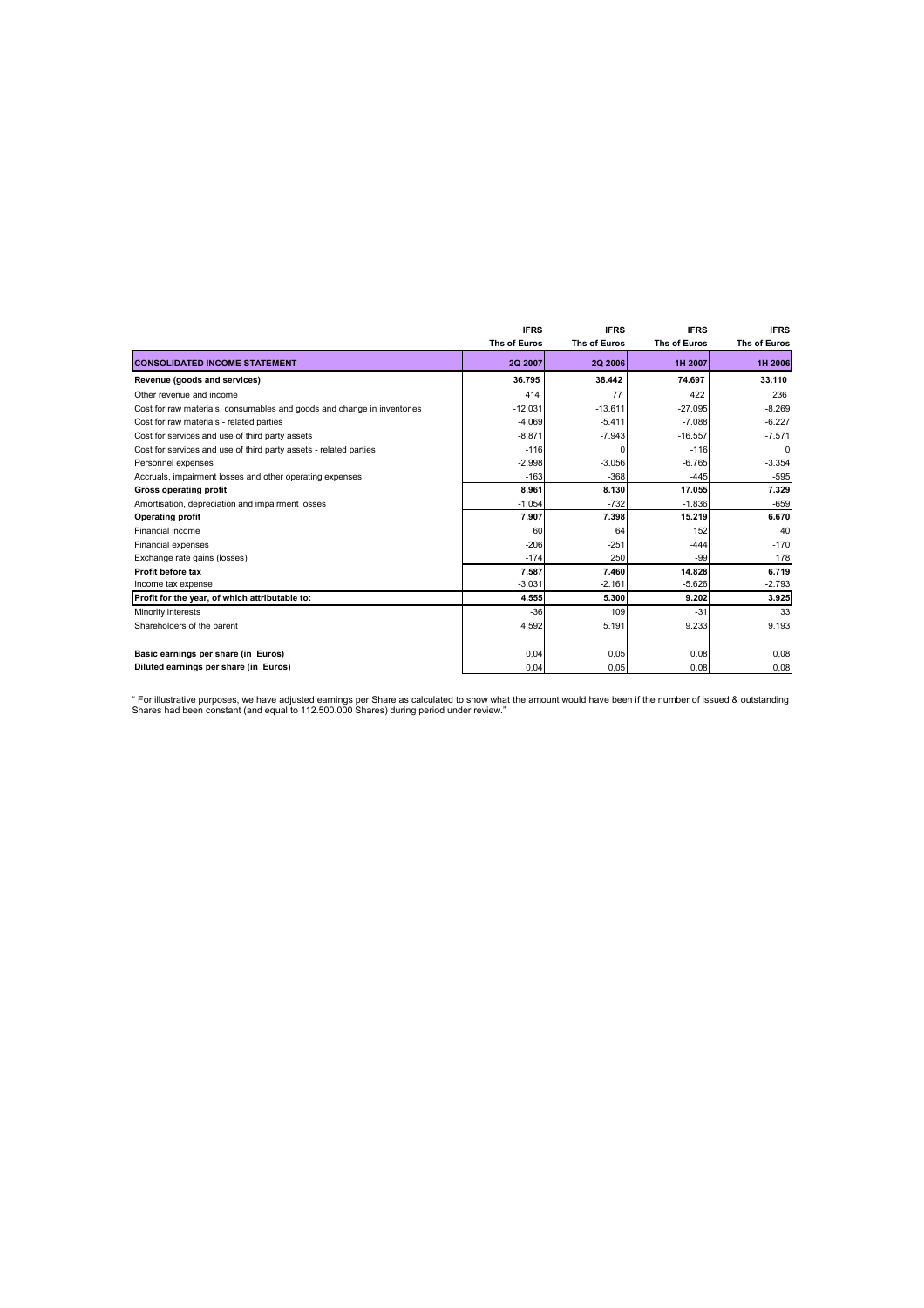| | IFRS | IFRS | IFRS | IFRS |
|---|---|---|---|---|
| | Ths of Euros | Ths of Euros | Ths of Euros | Ths of Euros |
| **CONSOLIDATED INCOME STATEMENT** | **2Q 2007** | **2Q 2006** | **1H 2007** | **1H 2006** |
| **Revenue (goods and services)** | **36.795** | **38.442** | **74.697** | **33.110** |
| Other revenue and income | 414 | 77 | 422 | 236 |
| Cost for raw materials, consumables and goods and change in inventories | -12.031 | -13.611 | -27.095 | -8.269 |
| Cost for raw materials - related parties | -4.069 | -5.411 | -7.088 | -6.227 |
| Cost for services and use of third party assets | -8.871 | -7.943 | -16.557 | -7.571 |
| Cost for services and use of third party assets - related parties | -116 | 0 | -116 | 0 |
| Personnel expenses | -2.998 | -3.056 | -6.765 | -3.354 |
| Accruals, impairment losses and other operating expenses | -163 | -368 | -445 | -595 |
| **Gross operating profit** | **8.961** | **8.130** | **17.055** | **7.329** |
| Amortisation, depreciation and impairment losses | -1.054 | -732 | -1.836 | -659 |
| **Operating profit** | **7.907** | **7.398** | **15.219** | **6.670** |
| Financial income | 60 | 64 | 152 | 40 |
| Financial expenses | -206 | -251 | -444 | -170 |
| Exchange rate gains (losses) | -174 | 250 | -99 | 178 |
| **Profit before tax** | **7.587** | **7.460** | **14.828** | **6.719** |
| Income tax expense | -3.031 | -2.161 | -5.626 | -2.793 |
| **Profit for the year, of which attributable to:** | **4.555** | **5.300** | **9.202** | **3.925** |
| Minority interests | -36 | 109 | -31 | 33 |
| Shareholders of the parent | 4.592 | 5.191 | 9.233 | 9.193 |
| | | | | |
| **Basic earnings per share (in Euros)** | 0,04 | 0,05 | 0,08 | 0,08 |
| **Diluted earnings per share (in Euros)** | 0,04 | 0,05 | 0,08 | 0,08 |

" For illustrative purposes, we have adjusted earnings per Share as calculated to show what the amount would have been if the number of issued & outstanding Shares had been constant (and equal to 112.500.000 Shares) during period under review."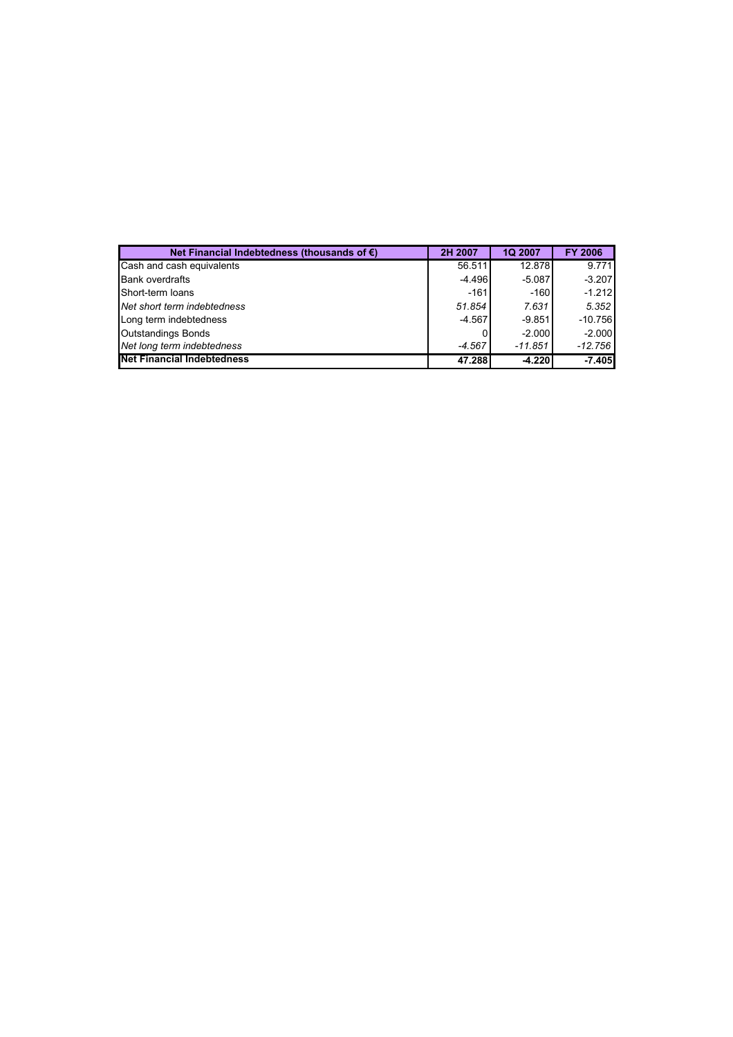| **Net Financial Indebtedness (thousands of €)** | **2H 2007** | **1Q 2007** | **FY 2006** |
|---|---|---|---|
| Cash and cash equivalents | 56.511 | 12.878 | 9.771 |
| Bank overdrafts | -4.496 | -5.087 | -3.207 |
| Short-term loans | -161 | -160 | -1.212 |
| *Net short term indebtedness* | *51.854* | *7.631* | *5.352* |
| Long term indebtedness | -4.567 | -9.851 | -10.756 |
| Outstandings Bonds | 0 | -2.000 | -2.000 |
| *Net long term indebtedness* | *-4.567* | *-11.851* | *-12.756* |
| **Net Financial Indebtedness** | **47.288** | **-4.220** | **-7.405** |